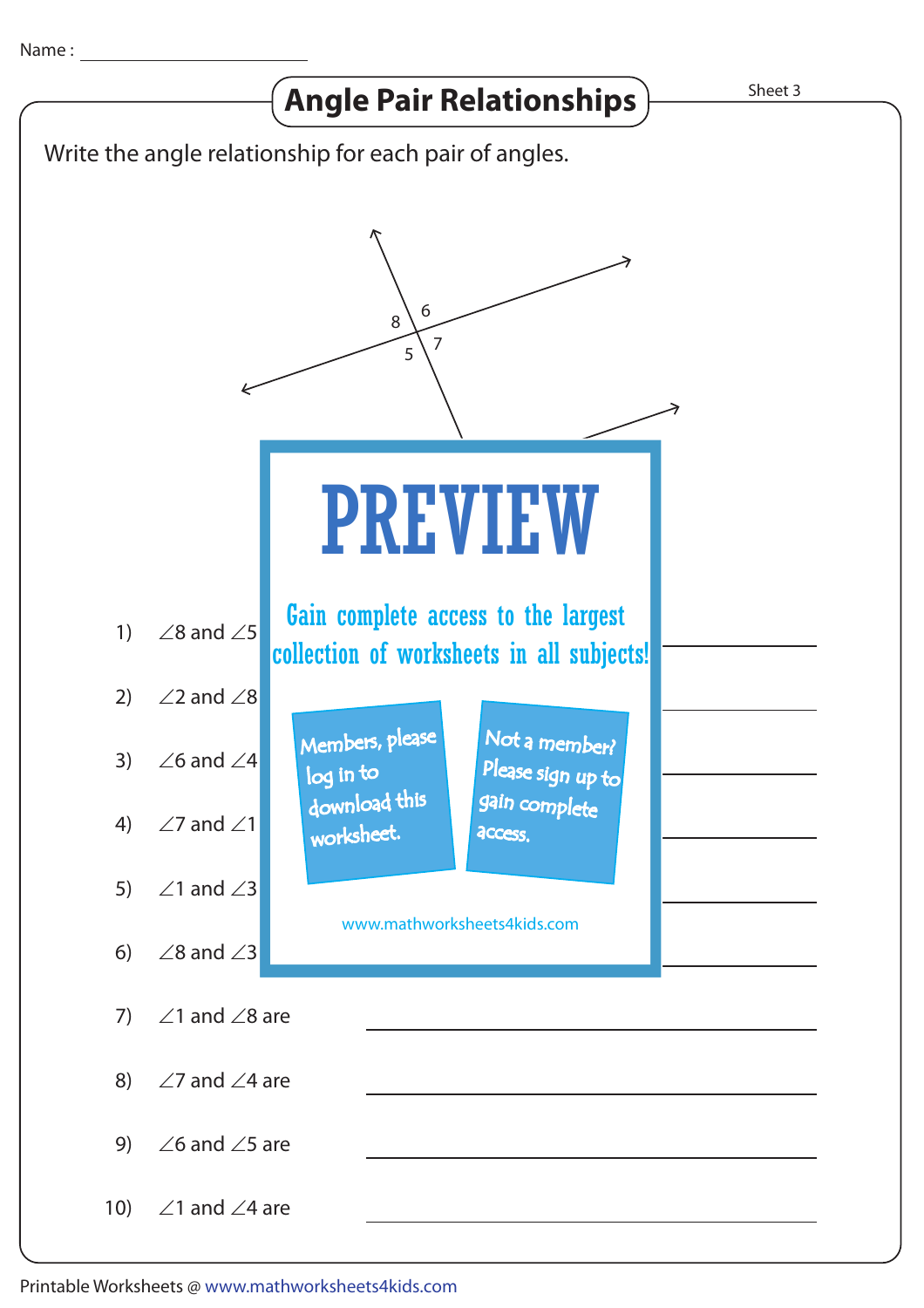Name :

# Angle Pair Relationships

Write the angle relationship for each pair of angles.

8 6
5 7

# PREVIEW

Gain complete access to the largest collection of worksheets in all subjects!

Members, please log in to download this worksheet.

Not a member? Please sign up to gain complete access.

www.mathworksheets4kids.com

1) ∠8 and ∠5

2) ∠2 and ∠8

3) ∠6 and ∠4

4) ∠7 and ∠1

5) ∠1 and ∠3

6) ∠8 and ∠3

7) ∠1 and ∠8 are ______________________

8) ∠7 and ∠4 are ______________________

9) ∠6 and ∠5 are ______________________

10) ∠1 and ∠4 are ______________________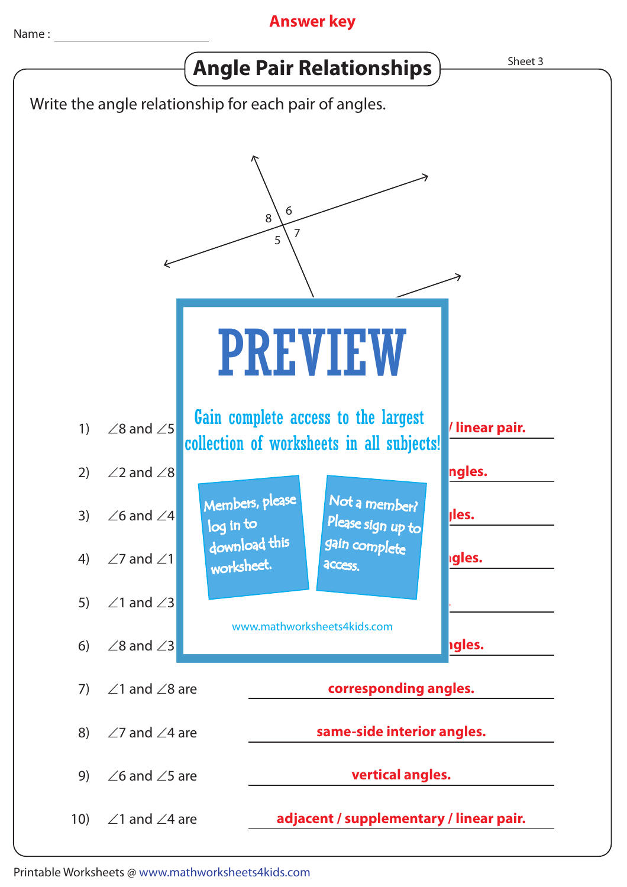Answer key

Name : ____________________

# Angle Pair Relationships

Sheet 3

Write the angle relationship for each pair of angles.

8 6
5 7

PREVIEW

Gain complete access to the largest collection of worksheets in all subjects!

Members, please log in to download this worksheet.

Not a member? Please sign up to gain complete access.

www.mathworksheets4kids.com

1) ∠8 and ∠5 ... / linear pair.

2) ∠2 and ∠8 ... ngles.

3) ∠6 and ∠4 ... les.

4) ∠7 and ∠1 ... ngles.

5) ∠1 and ∠3 ...

6) ∠8 and ∠3 ... ngles.

7) ∠1 and ∠8 are **corresponding angles.**

8) ∠7 and ∠4 are **same-side interior angles.**

9) ∠6 and ∠5 are **vertical angles.**

10) ∠1 and ∠4 are **adjacent / supplementary / linear pair.**

Printable Worksheets @ www.mathworksheets4kids.com